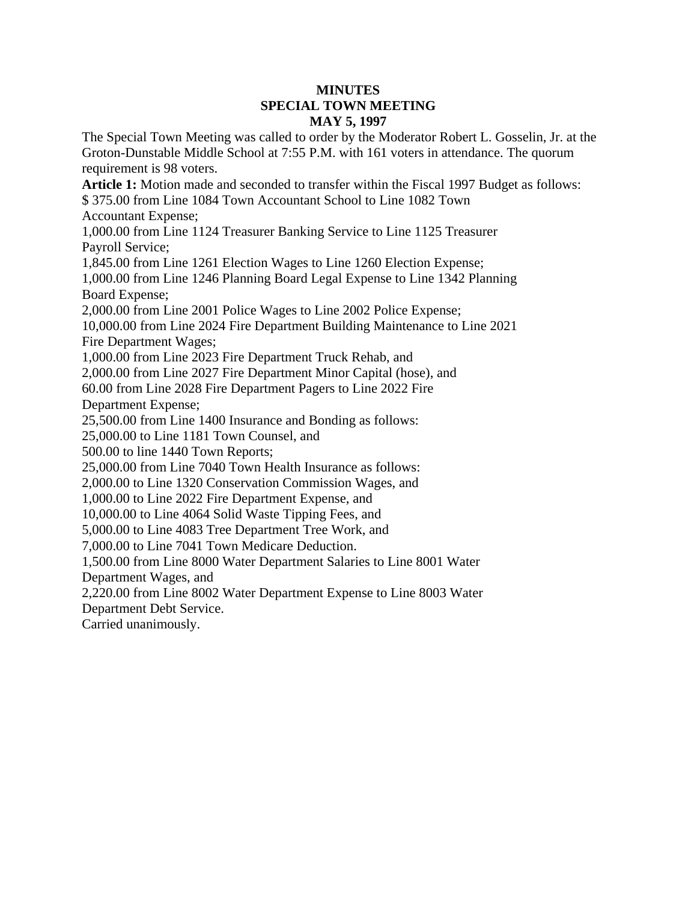# MINUTES
# SPECIAL TOWN MEETING
# MAY 5, 1997

The Special Town Meeting was called to order by the Moderator Robert L. Gosselin, Jr. at the Groton-Dunstable Middle School at 7:55 P.M. with 161 voters in attendance. The quorum requirement is 98 voters.

**Article 1:** Motion made and seconded to transfer within the Fiscal 1997 Budget as follows:
$ 375.00 from Line 1084 Town Accountant School to Line 1082 Town Accountant Expense;
1,000.00 from Line 1124 Treasurer Banking Service to Line 1125 Treasurer Payroll Service;
1,845.00 from Line 1261 Election Wages to Line 1260 Election Expense;
1,000.00 from Line 1246 Planning Board Legal Expense to Line 1342 Planning Board Expense;
2,000.00 from Line 2001 Police Wages to Line 2002 Police Expense;
10,000.00 from Line 2024 Fire Department Building Maintenance to Line 2021 Fire Department Wages;
1,000.00 from Line 2023 Fire Department Truck Rehab, and
2,000.00 from Line 2027 Fire Department Minor Capital (hose), and
60.00 from Line 2028 Fire Department Pagers to Line 2022 Fire Department Expense;
25,500.00 from Line 1400 Insurance and Bonding as follows:
25,000.00 to Line 1181 Town Counsel, and
500.00 to line 1440 Town Reports;
25,000.00 from Line 7040 Town Health Insurance as follows:
2,000.00 to Line 1320 Conservation Commission Wages, and
1,000.00 to Line 2022 Fire Department Expense, and
10,000.00 to Line 4064 Solid Waste Tipping Fees, and
5,000.00 to Line 4083 Tree Department Tree Work, and
7,000.00 to Line 7041 Town Medicare Deduction.
1,500.00 from Line 8000 Water Department Salaries to Line 8001 Water Department Wages, and
2,220.00 from Line 8002 Water Department Expense to Line 8003 Water Department Debt Service.
Carried unanimously.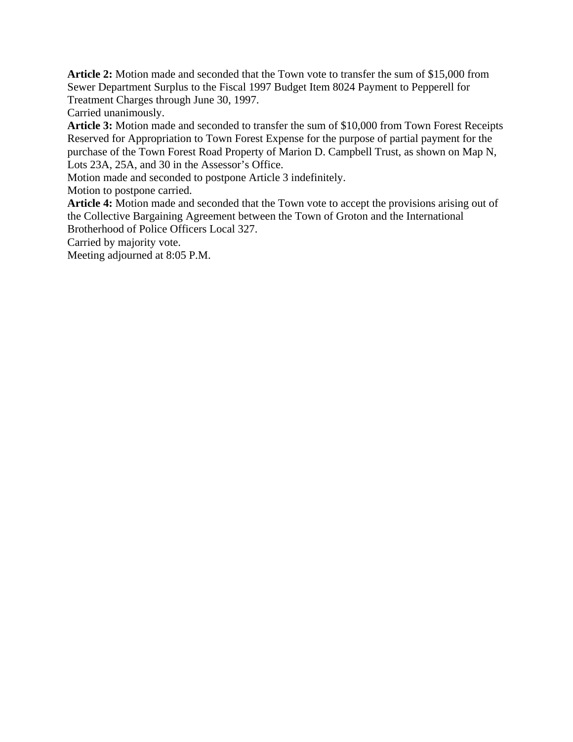**Article 2:** Motion made and seconded that the Town vote to transfer the sum of $15,000 from Sewer Department Surplus to the Fiscal 1997 Budget Item 8024 Payment to Pepperell for Treatment Charges through June 30, 1997.

Carried unanimously.

**Article 3:** Motion made and seconded to transfer the sum of $10,000 from Town Forest Receipts Reserved for Appropriation to Town Forest Expense for the purpose of partial payment for the purchase of the Town Forest Road Property of Marion D. Campbell Trust, as shown on Map N, Lots 23A, 25A, and 30 in the Assessor's Office.

Motion made and seconded to postpone Article 3 indefinitely.

Motion to postpone carried.

**Article 4:** Motion made and seconded that the Town vote to accept the provisions arising out of the Collective Bargaining Agreement between the Town of Groton and the International Brotherhood of Police Officers Local 327.

Carried by majority vote.

Meeting adjourned at 8:05 P.M.